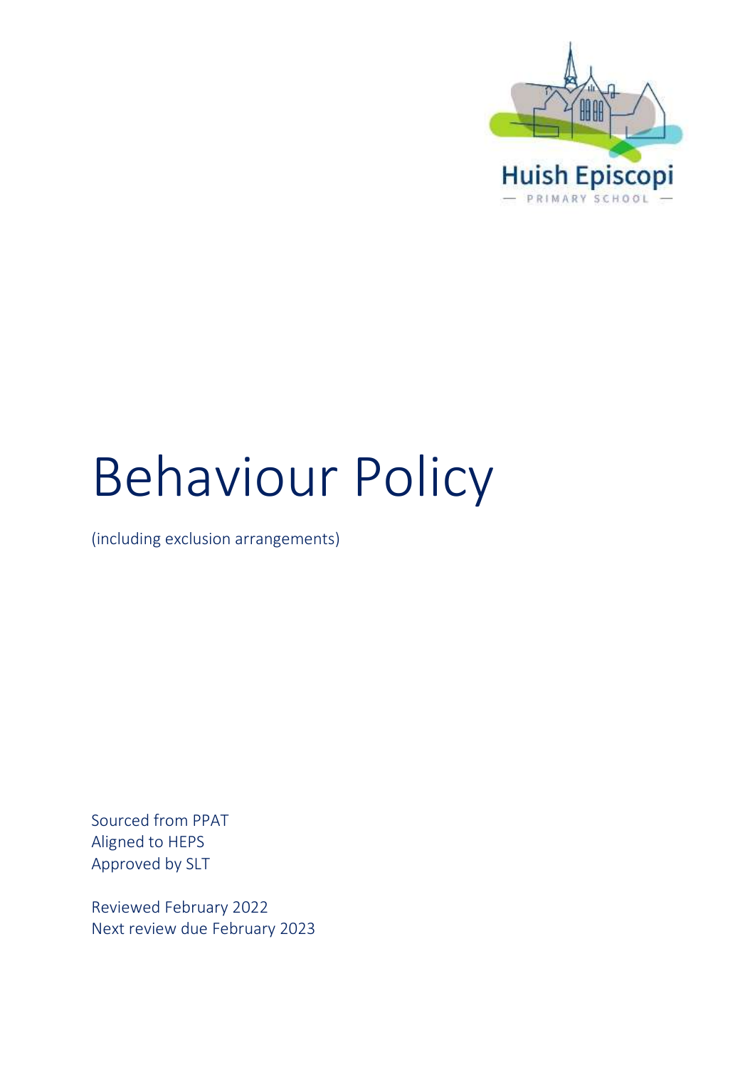Huish Episcopi

PRIMARY SCHOOL

# Behaviour Policy

(including exclusion arrangements)

Sourced from PPAT
Aligned to HEPS
Approved by SLT

Reviewed February 2022
Next review due February 2023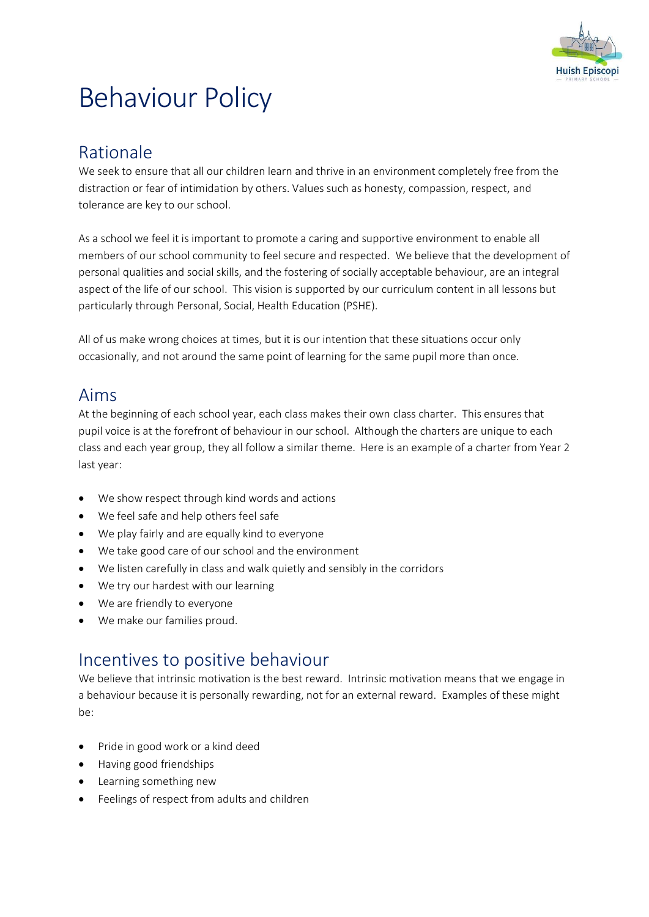# Behaviour Policy

## Rationale

We seek to ensure that all our children learn and thrive in an environment completely free from the distraction or fear of intimidation by others. Values such as honesty, compassion, respect, and tolerance are key to our school.

As a school we feel it is important to promote a caring and supportive environment to enable all members of our school community to feel secure and respected. We believe that the development of personal qualities and social skills, and the fostering of socially acceptable behaviour, are an integral aspect of the life of our school. This vision is supported by our curriculum content in all lessons but particularly through Personal, Social, Health Education (PSHE).

All of us make wrong choices at times, but it is our intention that these situations occur only occasionally, and not around the same point of learning for the same pupil more than once.

## Aims

At the beginning of each school year, each class makes their own class charter. This ensures that pupil voice is at the forefront of behaviour in our school. Although the charters are unique to each class and each year group, they all follow a similar theme. Here is an example of a charter from Year 2 last year:

- We show respect through kind words and actions
- We feel safe and help others feel safe
- We play fairly and are equally kind to everyone
- We take good care of our school and the environment
- We listen carefully in class and walk quietly and sensibly in the corridors
- We try our hardest with our learning
- We are friendly to everyone
- We make our families proud.

## Incentives to positive behaviour

We believe that intrinsic motivation is the best reward. Intrinsic motivation means that we engage in a behaviour because it is personally rewarding, not for an external reward. Examples of these might be:

- Pride in good work or a kind deed
- Having good friendships
- Learning something new
- Feelings of respect from adults and children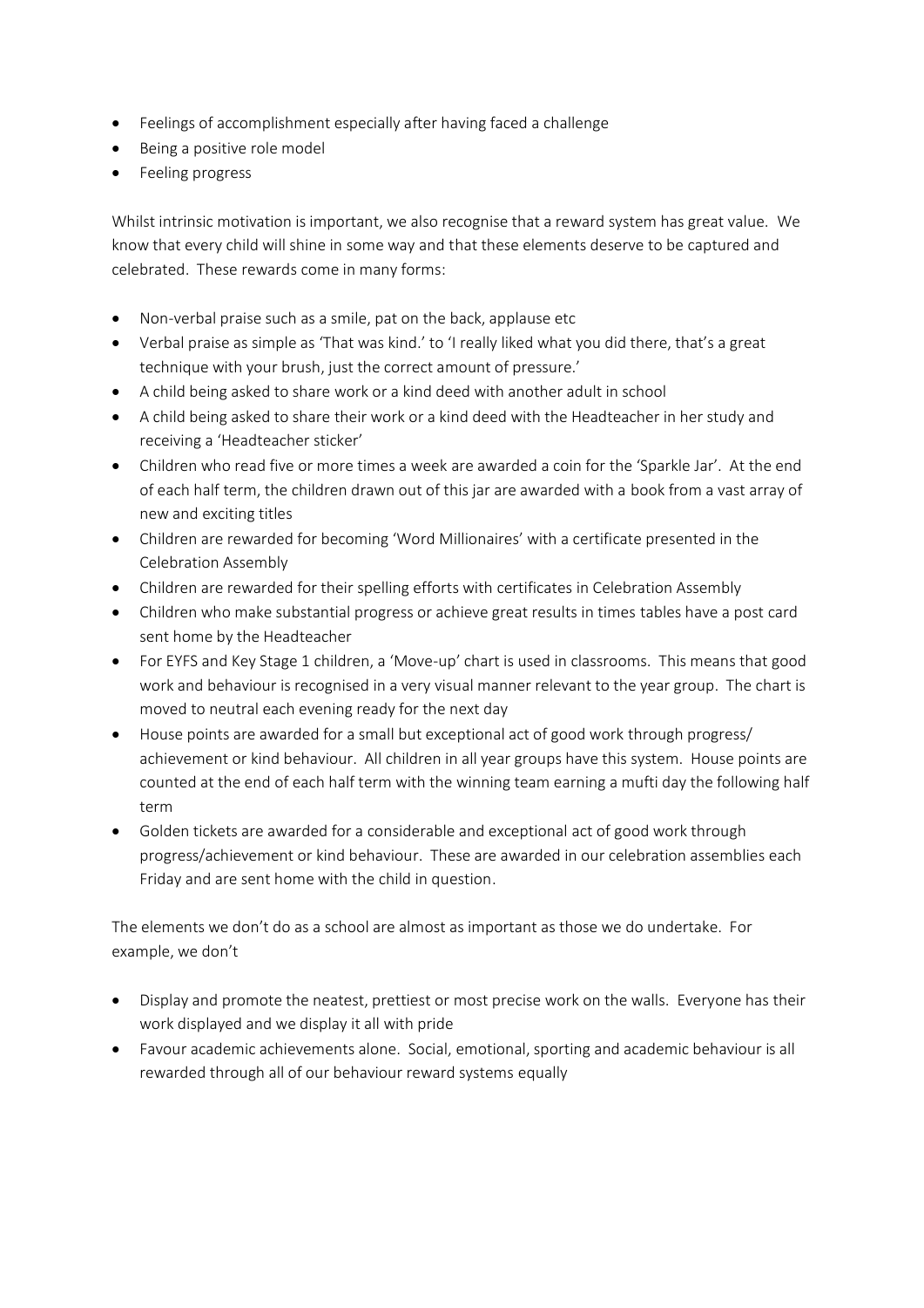- Feelings of accomplishment especially after having faced a challenge
- Being a positive role model
- Feeling progress

Whilst intrinsic motivation is important, we also recognise that a reward system has great value. We know that every child will shine in some way and that these elements deserve to be captured and celebrated. These rewards come in many forms:

- Non-verbal praise such as a smile, pat on the back, applause etc
- Verbal praise as simple as 'That was kind.' to 'I really liked what you did there, that's a great technique with your brush, just the correct amount of pressure.'
- A child being asked to share work or a kind deed with another adult in school
- A child being asked to share their work or a kind deed with the Headteacher in her study and receiving a 'Headteacher sticker'
- Children who read five or more times a week are awarded a coin for the 'Sparkle Jar'. At the end of each half term, the children drawn out of this jar are awarded with a book from a vast array of new and exciting titles
- Children are rewarded for becoming 'Word Millionaires' with a certificate presented in the Celebration Assembly
- Children are rewarded for their spelling efforts with certificates in Celebration Assembly
- Children who make substantial progress or achieve great results in times tables have a post card sent home by the Headteacher
- For EYFS and Key Stage 1 children, a 'Move-up' chart is used in classrooms. This means that good work and behaviour is recognised in a very visual manner relevant to the year group. The chart is moved to neutral each evening ready for the next day
- House points are awarded for a small but exceptional act of good work through progress/ achievement or kind behaviour. All children in all year groups have this system. House points are counted at the end of each half term with the winning team earning a mufti day the following half term
- Golden tickets are awarded for a considerable and exceptional act of good work through progress/achievement or kind behaviour. These are awarded in our celebration assemblies each Friday and are sent home with the child in question.

The elements we don't do as a school are almost as important as those we do undertake. For example, we don't

- Display and promote the neatest, prettiest or most precise work on the walls. Everyone has their work displayed and we display it all with pride
- Favour academic achievements alone. Social, emotional, sporting and academic behaviour is all rewarded through all of our behaviour reward systems equally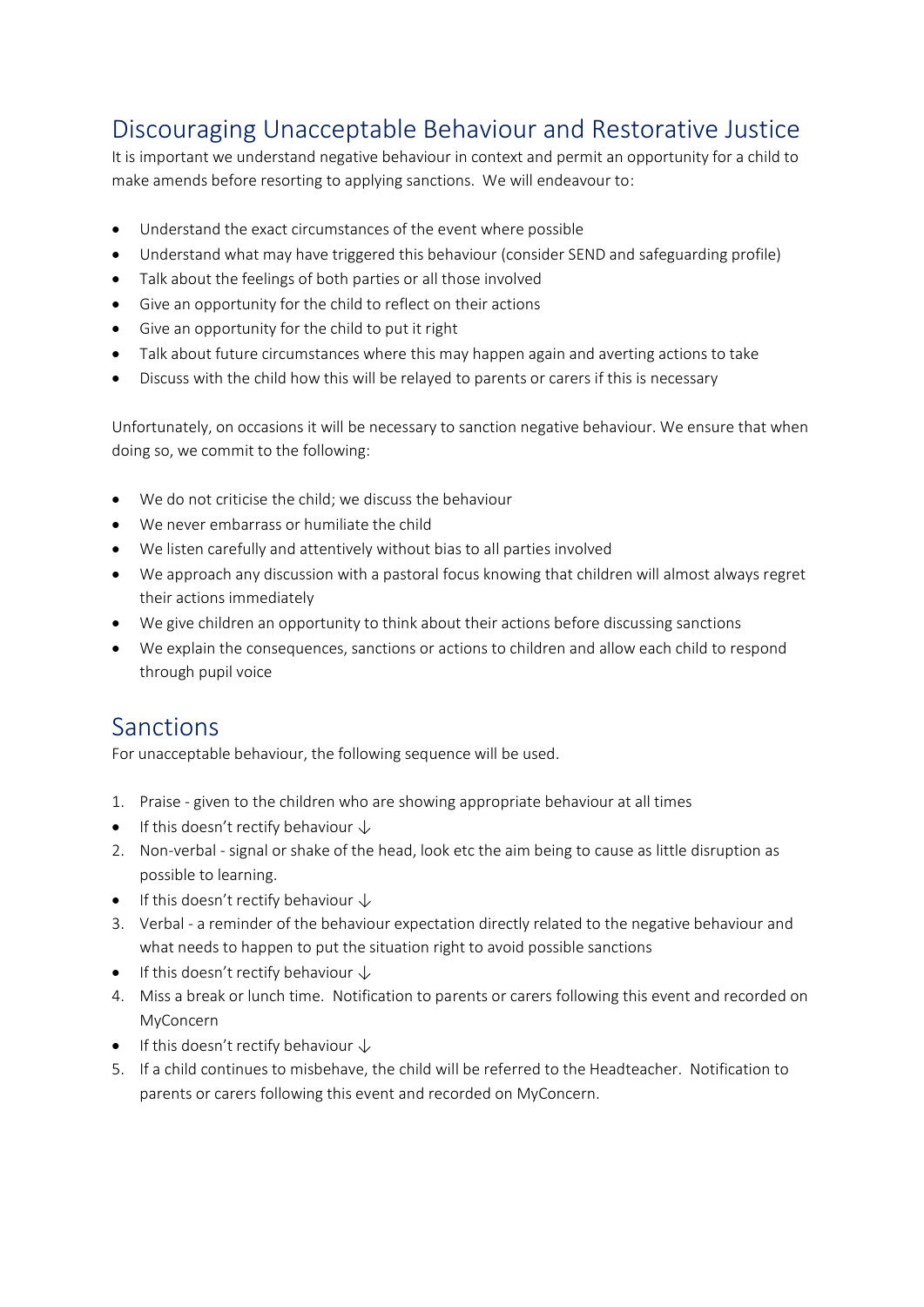## Discouraging Unacceptable Behaviour and Restorative Justice

It is important we understand negative behaviour in context and permit an opportunity for a child to make amends before resorting to applying sanctions. We will endeavour to:

- Understand the exact circumstances of the event where possible
- Understand what may have triggered this behaviour (consider SEND and safeguarding profile)
- Talk about the feelings of both parties or all those involved
- Give an opportunity for the child to reflect on their actions
- Give an opportunity for the child to put it right
- Talk about future circumstances where this may happen again and averting actions to take
- Discuss with the child how this will be relayed to parents or carers if this is necessary

Unfortunately, on occasions it will be necessary to sanction negative behaviour. We ensure that when doing so, we commit to the following:

- We do not criticise the child; we discuss the behaviour
- We never embarrass or humiliate the child
- We listen carefully and attentively without bias to all parties involved
- We approach any discussion with a pastoral focus knowing that children will almost always regret their actions immediately
- We give children an opportunity to think about their actions before discussing sanctions
- We explain the consequences, sanctions or actions to children and allow each child to respond through pupil voice

## Sanctions

For unacceptable behaviour, the following sequence will be used.

1. Praise - given to the children who are showing appropriate behaviour at all times
- If this doesn't rectify behaviour ↓
2. Non-verbal - signal or shake of the head, look etc the aim being to cause as little disruption as possible to learning.
- If this doesn't rectify behaviour ↓
3. Verbal - a reminder of the behaviour expectation directly related to the negative behaviour and what needs to happen to put the situation right to avoid possible sanctions
- If this doesn't rectify behaviour ↓
4. Miss a break or lunch time. Notification to parents or carers following this event and recorded on MyConcern
- If this doesn't rectify behaviour ↓
5. If a child continues to misbehave, the child will be referred to the Headteacher. Notification to parents or carers following this event and recorded on MyConcern.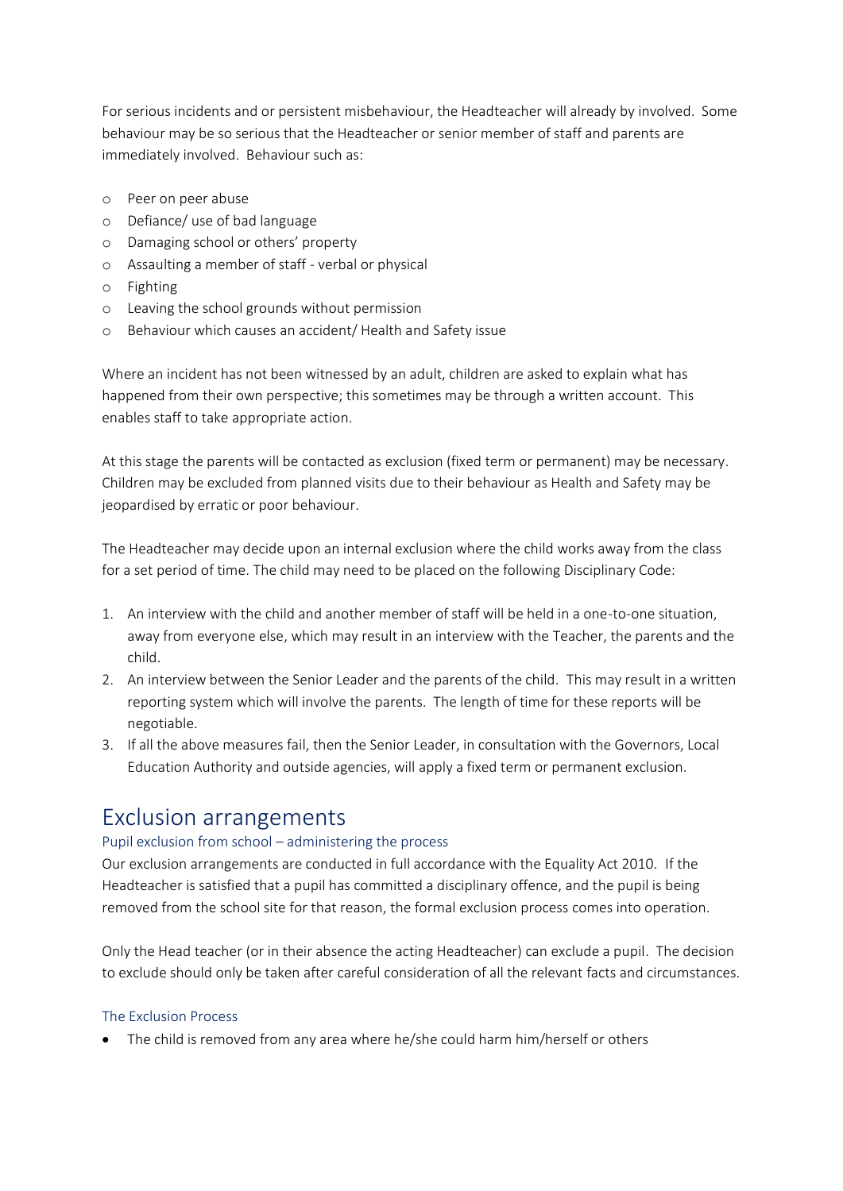For serious incidents and or persistent misbehaviour, the Headteacher will already by involved. Some behaviour may be so serious that the Headteacher or senior member of staff and parents are immediately involved. Behaviour such as:

- Peer on peer abuse
- Defiance/ use of bad language
- Damaging school or others' property
- Assaulting a member of staff - verbal or physical
- Fighting
- Leaving the school grounds without permission
- Behaviour which causes an accident/ Health and Safety issue

Where an incident has not been witnessed by an adult, children are asked to explain what has happened from their own perspective; this sometimes may be through a written account. This enables staff to take appropriate action.

At this stage the parents will be contacted as exclusion (fixed term or permanent) may be necessary. Children may be excluded from planned visits due to their behaviour as Health and Safety may be jeopardised by erratic or poor behaviour.

The Headteacher may decide upon an internal exclusion where the child works away from the class for a set period of time. The child may need to be placed on the following Disciplinary Code:

1. An interview with the child and another member of staff will be held in a one-to-one situation, away from everyone else, which may result in an interview with the Teacher, the parents and the child.
2. An interview between the Senior Leader and the parents of the child. This may result in a written reporting system which will involve the parents. The length of time for these reports will be negotiable.
3. If all the above measures fail, then the Senior Leader, in consultation with the Governors, Local Education Authority and outside agencies, will apply a fixed term or permanent exclusion.

# Exclusion arrangements

### Pupil exclusion from school – administering the process

Our exclusion arrangements are conducted in full accordance with the Equality Act 2010. If the Headteacher is satisfied that a pupil has committed a disciplinary offence, and the pupil is being removed from the school site for that reason, the formal exclusion process comes into operation.

Only the Head teacher (or in their absence the acting Headteacher) can exclude a pupil. The decision to exclude should only be taken after careful consideration of all the relevant facts and circumstances.

### The Exclusion Process

- The child is removed from any area where he/she could harm him/herself or others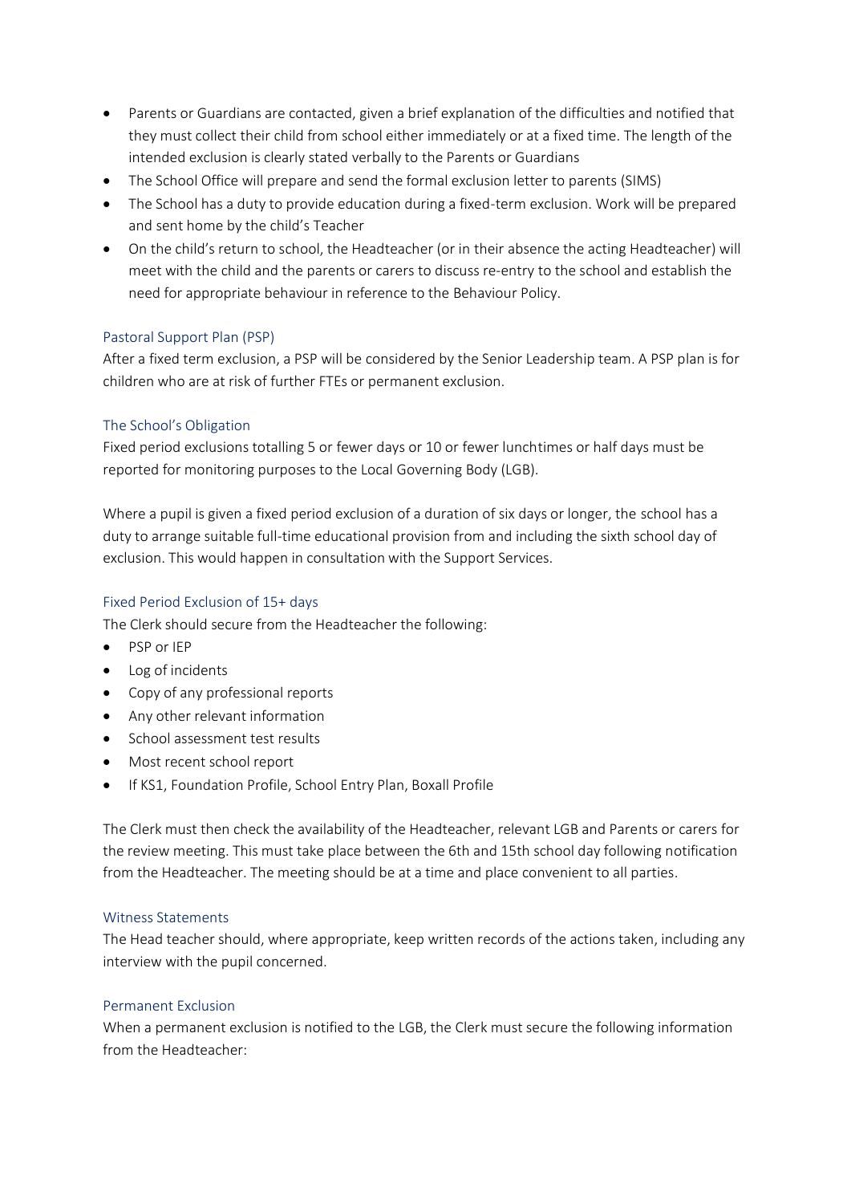- Parents or Guardians are contacted, given a brief explanation of the difficulties and notified that they must collect their child from school either immediately or at a fixed time. The length of the intended exclusion is clearly stated verbally to the Parents or Guardians
- The School Office will prepare and send the formal exclusion letter to parents (SIMS)
- The School has a duty to provide education during a fixed-term exclusion. Work will be prepared and sent home by the child's Teacher
- On the child's return to school, the Headteacher (or in their absence the acting Headteacher) will meet with the child and the parents or carers to discuss re-entry to the school and establish the need for appropriate behaviour in reference to the Behaviour Policy.

### Pastoral Support Plan (PSP)

After a fixed term exclusion, a PSP will be considered by the Senior Leadership team. A PSP plan is for children who are at risk of further FTEs or permanent exclusion.

### The School's Obligation

Fixed period exclusions totalling 5 or fewer days or 10 or fewer lunchtimes or half days must be reported for monitoring purposes to the Local Governing Body (LGB).

Where a pupil is given a fixed period exclusion of a duration of six days or longer, the school has a duty to arrange suitable full-time educational provision from and including the sixth school day of exclusion. This would happen in consultation with the Support Services.

### Fixed Period Exclusion of 15+ days

The Clerk should secure from the Headteacher the following:

- PSP or IEP
- Log of incidents
- Copy of any professional reports
- Any other relevant information
- School assessment test results
- Most recent school report
- If KS1, Foundation Profile, School Entry Plan, Boxall Profile

The Clerk must then check the availability of the Headteacher, relevant LGB and Parents or carers for the review meeting. This must take place between the 6th and 15th school day following notification from the Headteacher. The meeting should be at a time and place convenient to all parties.

### Witness Statements

The Head teacher should, where appropriate, keep written records of the actions taken, including any interview with the pupil concerned.

### Permanent Exclusion

When a permanent exclusion is notified to the LGB, the Clerk must secure the following information from the Headteacher: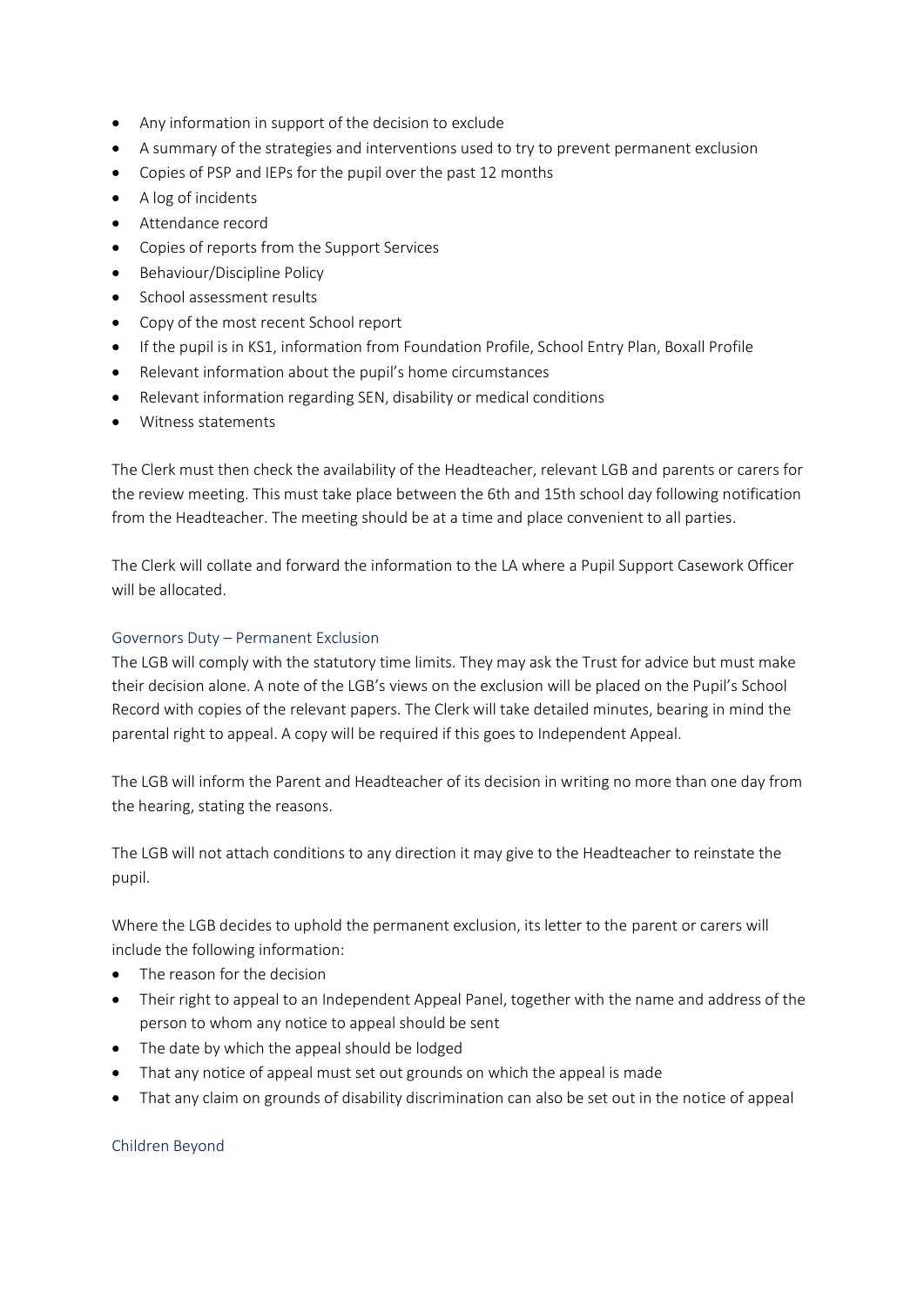- Any information in support of the decision to exclude
- A summary of the strategies and interventions used to try to prevent permanent exclusion
- Copies of PSP and IEPs for the pupil over the past 12 months
- A log of incidents
- Attendance record
- Copies of reports from the Support Services
- Behaviour/Discipline Policy
- School assessment results
- Copy of the most recent School report
- If the pupil is in KS1, information from Foundation Profile, School Entry Plan, Boxall Profile
- Relevant information about the pupil's home circumstances
- Relevant information regarding SEN, disability or medical conditions
- Witness statements

The Clerk must then check the availability of the Headteacher, relevant LGB and parents or carers for the review meeting. This must take place between the 6th and 15th school day following notification from the Headteacher. The meeting should be at a time and place convenient to all parties.

The Clerk will collate and forward the information to the LA where a Pupil Support Casework Officer will be allocated.

### Governors Duty – Permanent Exclusion

The LGB will comply with the statutory time limits. They may ask the Trust for advice but must make their decision alone. A note of the LGB's views on the exclusion will be placed on the Pupil's School Record with copies of the relevant papers. The Clerk will take detailed minutes, bearing in mind the parental right to appeal. A copy will be required if this goes to Independent Appeal.

The LGB will inform the Parent and Headteacher of its decision in writing no more than one day from the hearing, stating the reasons.

The LGB will not attach conditions to any direction it may give to the Headteacher to reinstate the pupil.

Where the LGB decides to uphold the permanent exclusion, its letter to the parent or carers will include the following information:

- The reason for the decision
- Their right to appeal to an Independent Appeal Panel, together with the name and address of the person to whom any notice to appeal should be sent
- The date by which the appeal should be lodged
- That any notice of appeal must set out grounds on which the appeal is made
- That any claim on grounds of disability discrimination can also be set out in the notice of appeal

### Children Beyond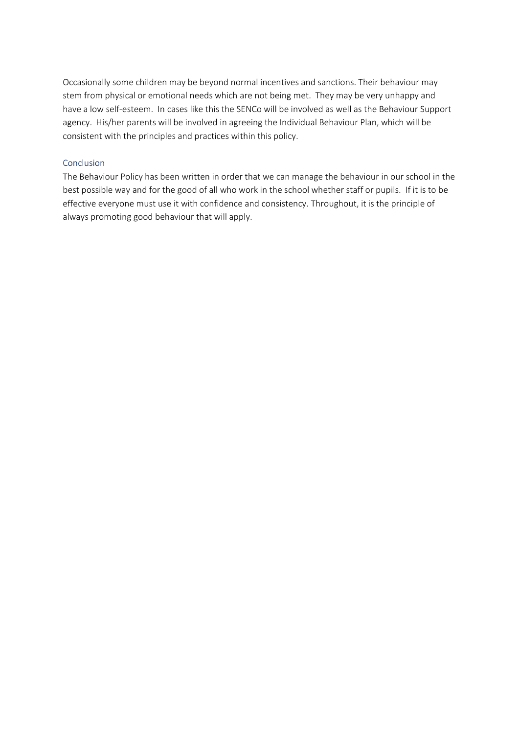Occasionally some children may be beyond normal incentives and sanctions. Their behaviour may stem from physical or emotional needs which are not being met. They may be very unhappy and have a low self-esteem. In cases like this the SENCo will be involved as well as the Behaviour Support agency. His/her parents will be involved in agreeing the Individual Behaviour Plan, which will be consistent with the principles and practices within this policy.

## Conclusion

The Behaviour Policy has been written in order that we can manage the behaviour in our school in the best possible way and for the good of all who work in the school whether staff or pupils. If it is to be effective everyone must use it with confidence and consistency. Throughout, it is the principle of always promoting good behaviour that will apply.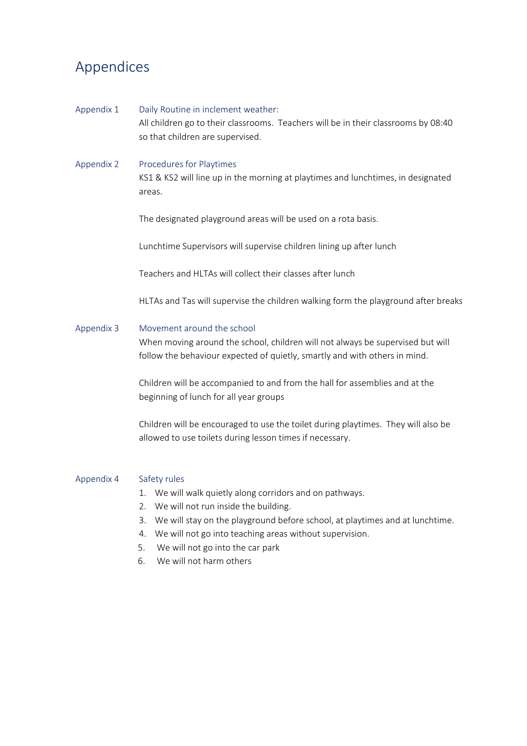# Appendices

## Appendix 1 — Daily Routine in inclement weather:

All children go to their classrooms. Teachers will be in their classrooms by 08:40 so that children are supervised.

## Appendix 2 — Procedures for Playtimes

KS1 & KS2 will line up in the morning at playtimes and lunchtimes, in designated areas.

The designated playground areas will be used on a rota basis.

Lunchtime Supervisors will supervise children lining up after lunch

Teachers and HLTAs will collect their classes after lunch

HLTAs and Tas will supervise the children walking form the playground after breaks

## Appendix 3 — Movement around the school

When moving around the school, children will not always be supervised but will follow the behaviour expected of quietly, smartly and with others in mind.

Children will be accompanied to and from the hall for assemblies and at the beginning of lunch for all year groups

Children will be encouraged to use the toilet during playtimes. They will also be allowed to use toilets during lesson times if necessary.

## Appendix 4 — Safety rules

1. We will walk quietly along corridors and on pathways.
2. We will not run inside the building.
3. We will stay on the playground before school, at playtimes and at lunchtime.
4. We will not go into teaching areas without supervision.
5. We will not go into the car park
6. We will not harm others